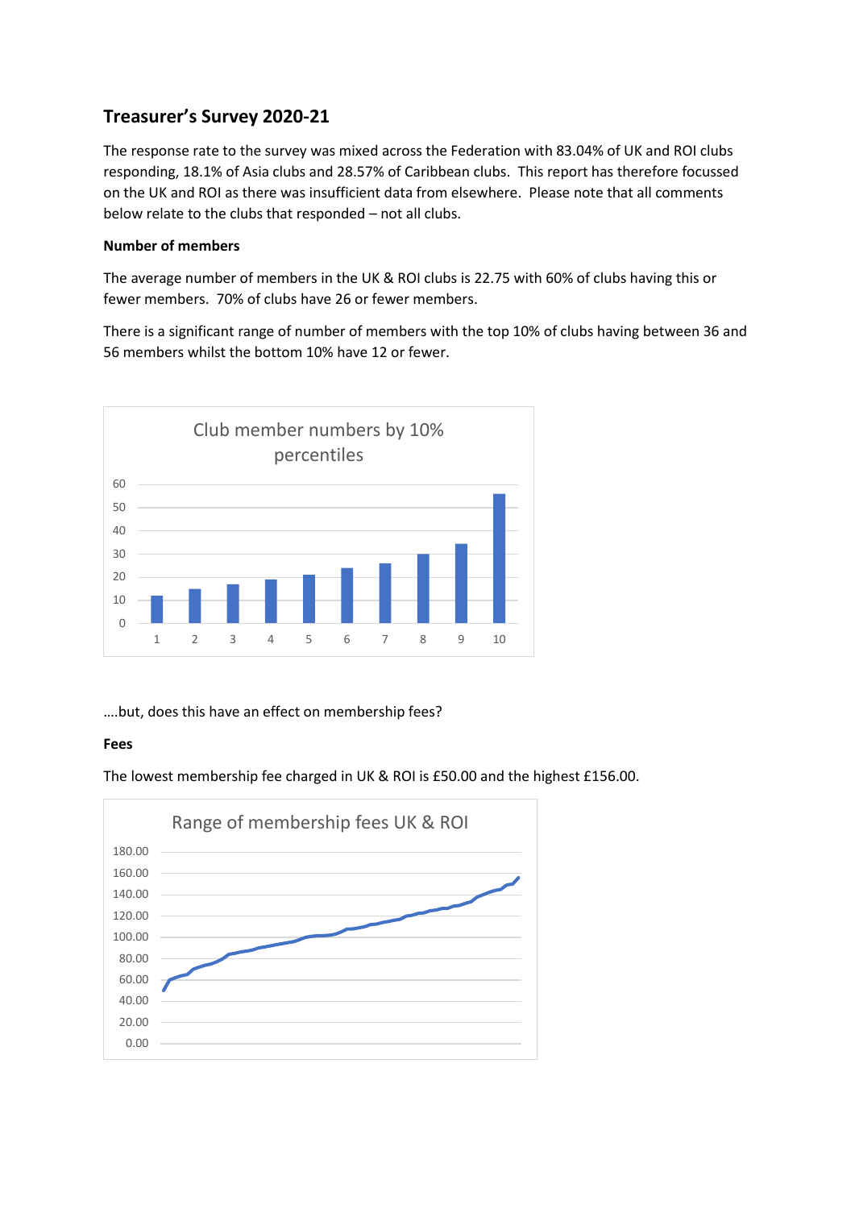## Treasurer's Survey 2020-21

The response rate to the survey was mixed across the Federation with 83.04% of UK and ROI clubs responding, 18.1% of Asia clubs and 28.57% of Caribbean clubs. This report has therefore focussed on the UK and ROI as there was insufficient data from elsewhere. Please note that all comments below relate to the clubs that responded – not all clubs.

**Number of members**

The average number of members in the UK & ROI clubs is 22.75 with 60% of clubs having this or fewer members. 70% of clubs have 26 or fewer members.

There is a significant range of number of members with the top 10% of clubs having between 36 and 56 members whilst the bottom 10% have 12 or fewer.

….but, does this have an effect on membership fees?

**Fees**

The lowest membership fee charged in UK & ROI is £50.00 and the highest £156.00.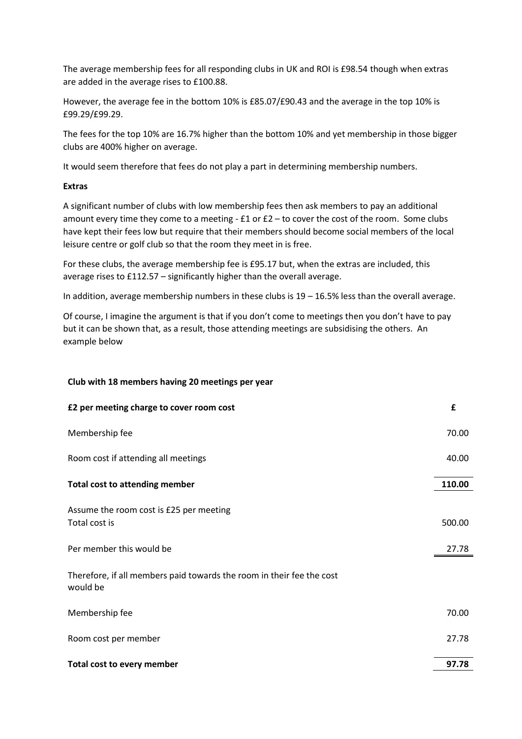The average membership fees for all responding clubs in UK and ROI is £98.54 though when extras are added in the average rises to £100.88.

However, the average fee in the bottom 10% is £85.07/£90.43 and the average in the top 10% is £99.29/£99.29.

The fees for the top 10% are 16.7% higher than the bottom 10% and yet membership in those bigger clubs are 400% higher on average.

It would seem therefore that fees do not play a part in determining membership numbers.

**Extras**

A significant number of clubs with low membership fees then ask members to pay an additional amount every time they come to a meeting - £1 or £2 – to cover the cost of the room. Some clubs have kept their fees low but require that their members should become social members of the local leisure centre or golf club so that the room they meet in is free.

For these clubs, the average membership fee is £95.17 but, when the extras are included, this average rises to £112.57 – significantly higher than the overall average.

In addition, average membership numbers in these clubs is 19 – 16.5% less than the overall average.

Of course, I imagine the argument is that if you don't come to meetings then you don't have to pay but it can be shown that, as a result, those attending meetings are subsidising the others. An example below

**Club with 18 members having 20 meetings per year**

| **£2 per meeting charge to cover room cost** | **£** |
|---|---|
| Membership fee | 70.00 |
| Room cost if attending all meetings | 40.00 |
| **Total cost to attending member** | **110.00** |
| Assume the room cost is £25 per meeting<br>Total cost is | 500.00 |
| Per member this would be | 27.78 |
| Therefore, if all members paid towards the room in their fee the cost would be | |
| Membership fee | 70.00 |
| Room cost per member | 27.78 |
| **Total cost to every member** | **97.78** |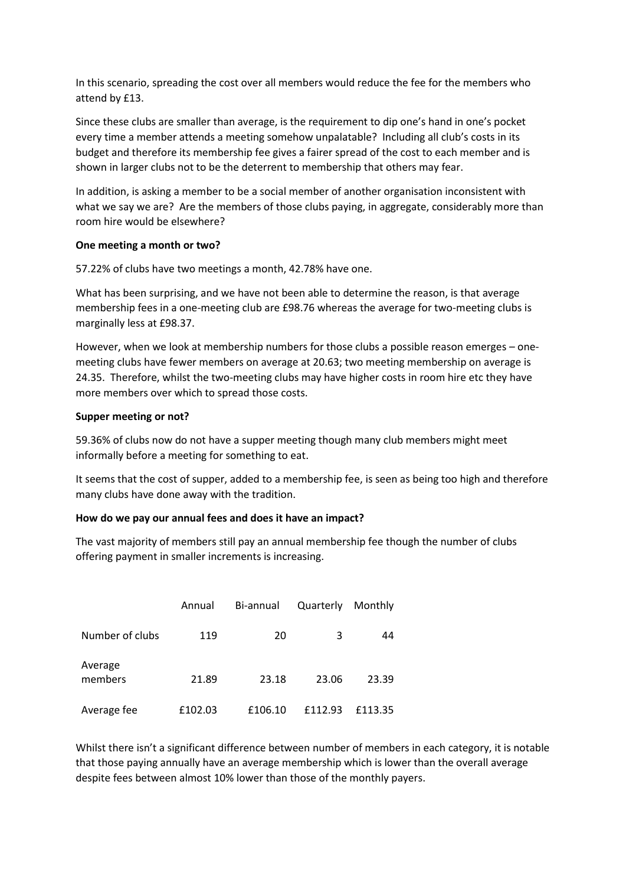In this scenario, spreading the cost over all members would reduce the fee for the members who attend by £13.

Since these clubs are smaller than average, is the requirement to dip one's hand in one's pocket every time a member attends a meeting somehow unpalatable? Including all club's costs in its budget and therefore its membership fee gives a fairer spread of the cost to each member and is shown in larger clubs not to be the deterrent to membership that others may fear.

In addition, is asking a member to be a social member of another organisation inconsistent with what we say we are? Are the members of those clubs paying, in aggregate, considerably more than room hire would be elsewhere?

**One meeting a month or two?**

57.22% of clubs have two meetings a month, 42.78% have one.

What has been surprising, and we have not been able to determine the reason, is that average membership fees in a one-meeting club are £98.76 whereas the average for two-meeting clubs is marginally less at £98.37.

However, when we look at membership numbers for those clubs a possible reason emerges – one-meeting clubs have fewer members on average at 20.63; two meeting membership on average is 24.35. Therefore, whilst the two-meeting clubs may have higher costs in room hire etc they have more members over which to spread those costs.

**Supper meeting or not?**

59.36% of clubs now do not have a supper meeting though many club members might meet informally before a meeting for something to eat.

It seems that the cost of supper, added to a membership fee, is seen as being too high and therefore many clubs have done away with the tradition.

**How do we pay our annual fees and does it have an impact?**

The vast majority of members still pay an annual membership fee though the number of clubs offering payment in smaller increments is increasing.

| | Annual | Bi-annual | Quarterly | Monthly |
|---|---|---|---|---|
| Number of clubs | 119 | 20 | 3 | 44 |
| Average members | 21.89 | 23.18 | 23.06 | 23.39 |
| Average fee | £102.03 | £106.10 | £112.93 | £113.35 |

Whilst there isn't a significant difference between number of members in each category, it is notable that those paying annually have an average membership which is lower than the overall average despite fees between almost 10% lower than those of the monthly payers.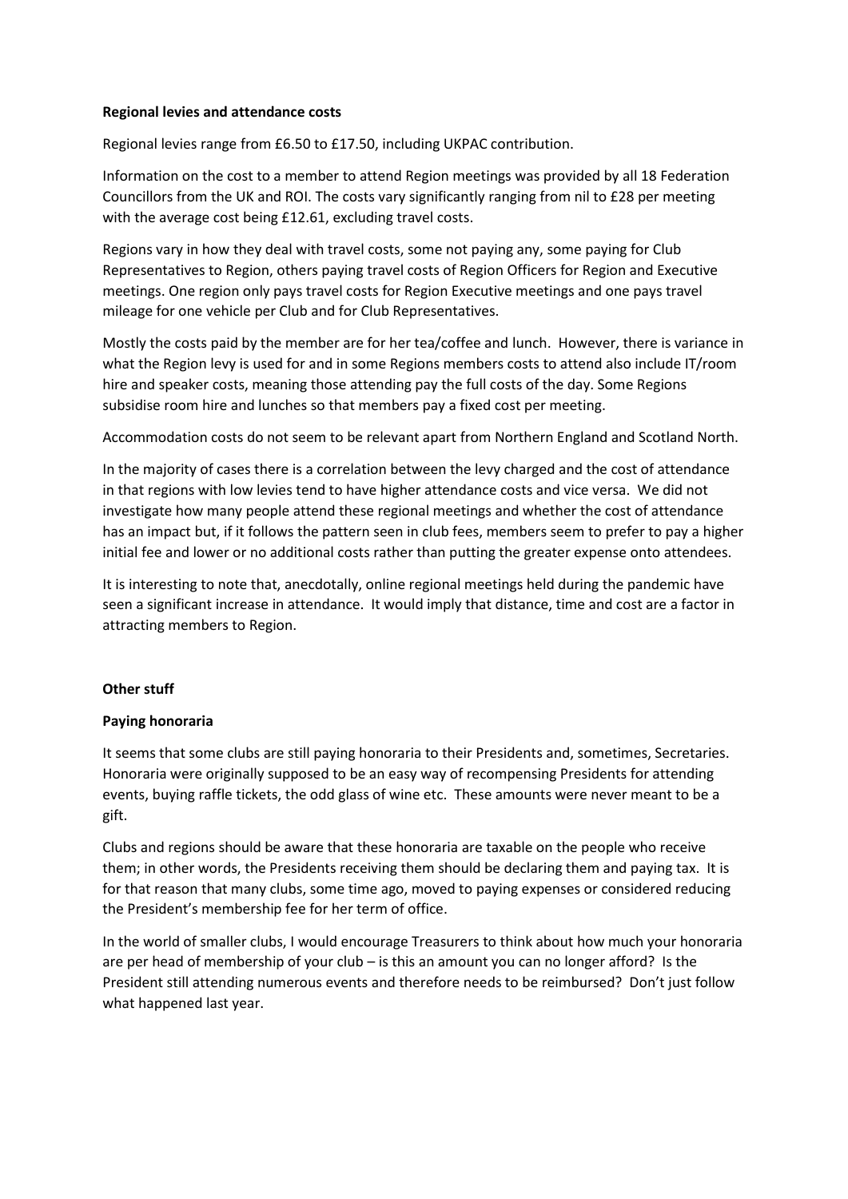**Regional levies and attendance costs**

Regional levies range from £6.50 to £17.50, including UKPAC contribution.

Information on the cost to a member to attend Region meetings was provided by all 18 Federation Councillors from the UK and ROI. The costs vary significantly ranging from nil to £28 per meeting with the average cost being £12.61, excluding travel costs.

Regions vary in how they deal with travel costs, some not paying any, some paying for Club Representatives to Region, others paying travel costs of Region Officers for Region and Executive meetings. One region only pays travel costs for Region Executive meetings and one pays travel mileage for one vehicle per Club and for Club Representatives.

Mostly the costs paid by the member are for her tea/coffee and lunch. However, there is variance in what the Region levy is used for and in some Regions members costs to attend also include IT/room hire and speaker costs, meaning those attending pay the full costs of the day. Some Regions subsidise room hire and lunches so that members pay a fixed cost per meeting.

Accommodation costs do not seem to be relevant apart from Northern England and Scotland North.

In the majority of cases there is a correlation between the levy charged and the cost of attendance in that regions with low levies tend to have higher attendance costs and vice versa. We did not investigate how many people attend these regional meetings and whether the cost of attendance has an impact but, if it follows the pattern seen in club fees, members seem to prefer to pay a higher initial fee and lower or no additional costs rather than putting the greater expense onto attendees.

It is interesting to note that, anecdotally, online regional meetings held during the pandemic have seen a significant increase in attendance. It would imply that distance, time and cost are a factor in attracting members to Region.

**Other stuff**

**Paying honoraria**

It seems that some clubs are still paying honoraria to their Presidents and, sometimes, Secretaries. Honoraria were originally supposed to be an easy way of recompensing Presidents for attending events, buying raffle tickets, the odd glass of wine etc. These amounts were never meant to be a gift.

Clubs and regions should be aware that these honoraria are taxable on the people who receive them; in other words, the Presidents receiving them should be declaring them and paying tax. It is for that reason that many clubs, some time ago, moved to paying expenses or considered reducing the President's membership fee for her term of office.

In the world of smaller clubs, I would encourage Treasurers to think about how much your honoraria are per head of membership of your club – is this an amount you can no longer afford? Is the President still attending numerous events and therefore needs to be reimbursed? Don't just follow what happened last year.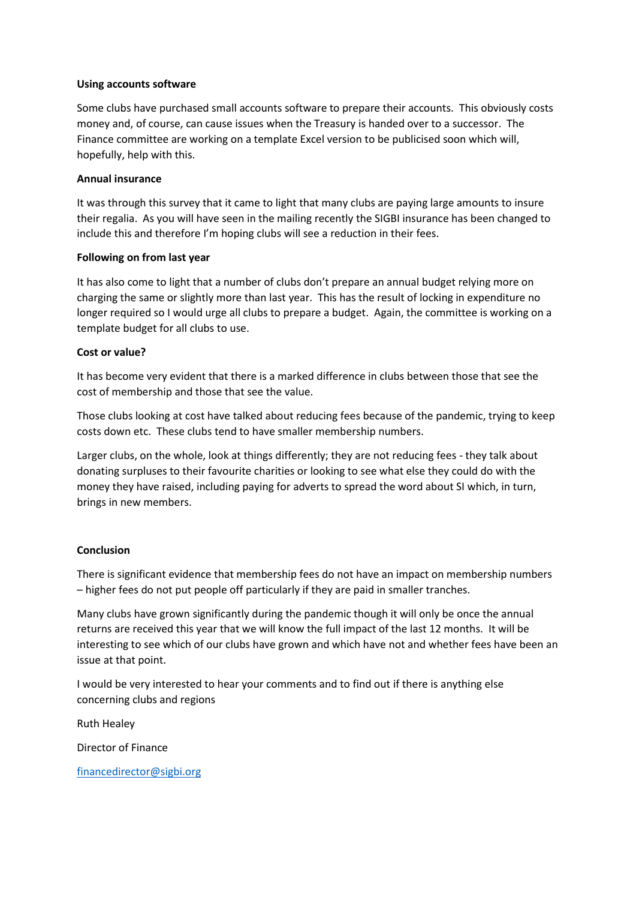**Using accounts software**

Some clubs have purchased small accounts software to prepare their accounts. This obviously costs money and, of course, can cause issues when the Treasury is handed over to a successor. The Finance committee are working on a template Excel version to be publicised soon which will, hopefully, help with this.

**Annual insurance**

It was through this survey that it came to light that many clubs are paying large amounts to insure their regalia. As you will have seen in the mailing recently the SIGBI insurance has been changed to include this and therefore I'm hoping clubs will see a reduction in their fees.

**Following on from last year**

It has also come to light that a number of clubs don't prepare an annual budget relying more on charging the same or slightly more than last year. This has the result of locking in expenditure no longer required so I would urge all clubs to prepare a budget. Again, the committee is working on a template budget for all clubs to use.

**Cost or value?**

It has become very evident that there is a marked difference in clubs between those that see the cost of membership and those that see the value.

Those clubs looking at cost have talked about reducing fees because of the pandemic, trying to keep costs down etc. These clubs tend to have smaller membership numbers.

Larger clubs, on the whole, look at things differently; they are not reducing fees - they talk about donating surpluses to their favourite charities or looking to see what else they could do with the money they have raised, including paying for adverts to spread the word about SI which, in turn, brings in new members.

**Conclusion**

There is significant evidence that membership fees do not have an impact on membership numbers – higher fees do not put people off particularly if they are paid in smaller tranches.

Many clubs have grown significantly during the pandemic though it will only be once the annual returns are received this year that we will know the full impact of the last 12 months. It will be interesting to see which of our clubs have grown and which have not and whether fees have been an issue at that point.

I would be very interested to hear your comments and to find out if there is anything else concerning clubs and regions

Ruth Healey

Director of Finance

financedirector@sigbi.org